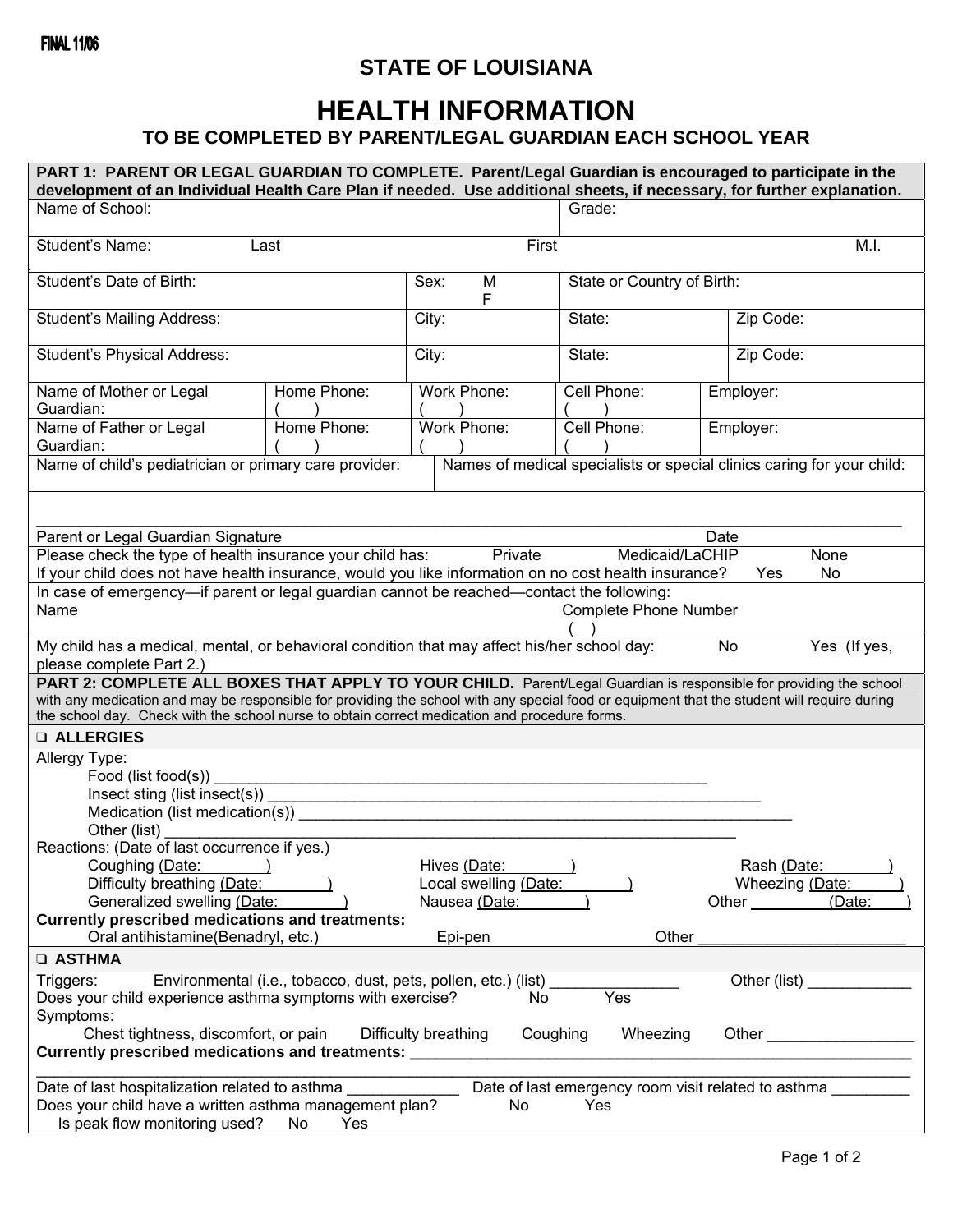FINAL 11/06

## STATE OF LOUISIANA

# HEALTH INFORMATION

### TO BE COMPLETED BY PARENT/LEGAL GUARDIAN EACH SCHOOL YEAR

**PART 1: PARENT OR LEGAL GUARDIAN TO COMPLETE. Parent/Legal Guardian is encouraged to participate in the development of an Individual Health Care Plan if needed. Use additional sheets, if necessary, for further explanation.**

| Name of School: | | | Grade: | |
|---|---|---|---|---|
| Student's Name: Last | | First | | M.I. |
| Student's Date of Birth: | | Sex: M F | State or Country of Birth: | |
| Student's Mailing Address: | | City: | State: | Zip Code: |
| Student's Physical Address: | | City: | State: | Zip Code: |

| Name of Mother or Legal Guardian: | Home Phone: ( ) | Work Phone: ( ) | Cell Phone: ( ) | Employer: |
|---|---|---|---|---|
| Name of Father or Legal Guardian: | Home Phone: ( ) | Work Phone: ( ) | Cell Phone: ( ) | Employer: |

| Name of child's pediatrician or primary care provider: | Names of medical specialists or special clinics caring for your child: |
|---|---|

_______________________________________________________________________________

Parent or Legal Guardian Signature Date

Please check the type of health insurance your child has: Private Medicaid/LaCHIP None

If your child does not have health insurance, would you like information on no cost health insurance? Yes No

In case of emergency—if parent or legal guardian cannot be reached—contact the following:

Name Complete Phone Number ( )

My child has a medical, mental, or behavioral condition that may affect his/her school day: No Yes (If yes, please complete Part 2.)

**PART 2: COMPLETE ALL BOXES THAT APPLY TO YOUR CHILD.** Parent/Legal Guardian is responsible for providing the school with any medication and may be responsible for providing the school with any special food or equipment that the student will require during the school day. Check with the school nurse to obtain correct medication and procedure forms.

**❑ ALLERGIES**

Allergy Type:

- Food (list food(s)) ____________________________________________________________
- Insect sting (list insect(s)) ____________________________________________________________
- Medication (list medication(s)) ____________________________________________________________
- Other (list) ____________________________________________________________

Reactions: (Date of last occurrence if yes.)

- Coughing (Date: ) Hives (Date: ) Rash (Date: )
- Difficulty breathing (Date: ) Local swelling (Date: ) Wheezing (Date: )
- Generalized swelling (Date: ) Nausea (Date: ) Other ________ (Date: )

**Currently prescribed medications and treatments:**

- Oral antihistamine(Benadryl, etc.) Epi-pen Other ________________________

**❑ ASTHMA**

Triggers: Environmental (i.e., tobacco, dust, pets, pollen, etc.) (list) _______________ Other (list) ____________

Does your child experience asthma symptoms with exercise? No Yes

Symptoms:

Chest tightness, discomfort, or pain Difficulty breathing Coughing Wheezing Other ________________

**Currently prescribed medications and treatments:** ____________________________________________________________

_______________________________________________________________________________

Date of last hospitalization related to asthma _____________ Date of last emergency room visit related to asthma _________

Does your child have a written asthma management plan? No Yes

Is peak flow monitoring used? No Yes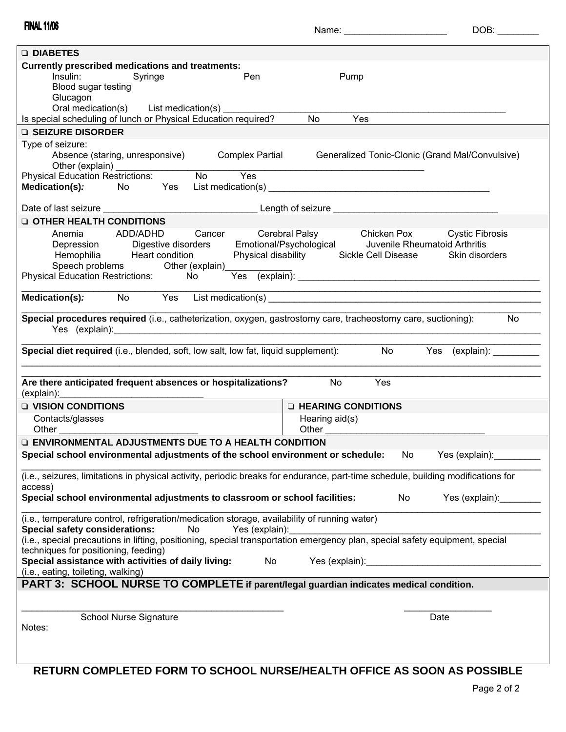FINAL 11/06

Name: ____________________ DOB: ________

## ❑ DIABETES

**Currently prescribed medications and treatments:**

Insulin: Syringe Pen Pump

Blood sugar testing

Glucagon

Oral medication(s) List medication(s) ____________________________________________________

Is special scheduling of lunch or Physical Education required? No Yes

## ❑ SEIZURE DISORDER

Type of seizure:

Absence (staring, unresponsive) Complex Partial Generalized Tonic-Clonic (Grand Mal/Convulsive)

Other (explain) ____________________________________________________________

Physical Education Restrictions: No Yes

**Medication(s)*:*** No Yes List medication(s) ________________________________________

Date of last seizure ______________________________ Length of seizure _______________________________

## ❑ OTHER HEALTH CONDITIONS

Anemia ADD/ADHD Cancer Cerebral Palsy Chicken Pox Cystic Fibrosis

Depression Digestive disorders Emotional/Psychological Juvenile Rheumatoid Arthritis

Hemophilia Heart condition Physical disability Sickle Cell Disease Skin disorders

Speech problems Other (explain)____________

Physical Education Restrictions: No Yes (explain): ____________________________________________

______________________________________________________________________________________

**Medication(s)*:*** No Yes List medication(s) _______________________________________________

______________________________________________________________________________________

**Special procedures required** (i.e., catheterization, oxygen, gastrostomy care, tracheostomy care, suctioning): No

Yes (explain):__________________________________________________________________________

______________________________________________________________________________________

**Special diet required** (i.e., blended, soft, low salt, low fat, liquid supplement): No Yes (explain): _________

______________________________________________________________________________________

______________________________________________________________________________________

**Are there anticipated frequent absences or hospitalizations?** No Yes

(explain):____________________________

## ❑ VISION CONDITIONS

Contacts/glasses

Other __________________________

## ❑ HEARING CONDITIONS

Hearing aid(s)

Other ______________________________

## ❑ ENVIRONMENTAL ADJUSTMENTS DUE TO A HEALTH CONDITION

**Special school environmental adjustments of the school environment or schedule:** No Yes (explain):_________

______________________________________________________________________________________

(i.e., seizures, limitations in physical activity, periodic breaks for endurance, part-time schedule, building modifications for access)

**Special school environmental adjustments to classroom or school facilities:** No Yes (explain):________

______________________________________________________________________________________

(i.e., temperature control, refrigeration/medication storage, availability of running water)

**Special safety considerations:** No Yes (explain):_____________________________________________

(i.e., special precautions in lifting, positioning, special transportation emergency plan, special safety equipment, special techniques for positioning, feeding)

**Special assistance with activities of daily living:** No Yes (explain):_________________________________

(i.e., eating, toileting, walking)

## PART 3: SCHOOL NURSE TO COMPLETE if parent/legal guardian indicates medical condition.

__________________________________________________ _________________

School Nurse Signature Date

Notes:

**RETURN COMPLETED FORM TO SCHOOL NURSE/HEALTH OFFICE AS SOON AS POSSIBLE**